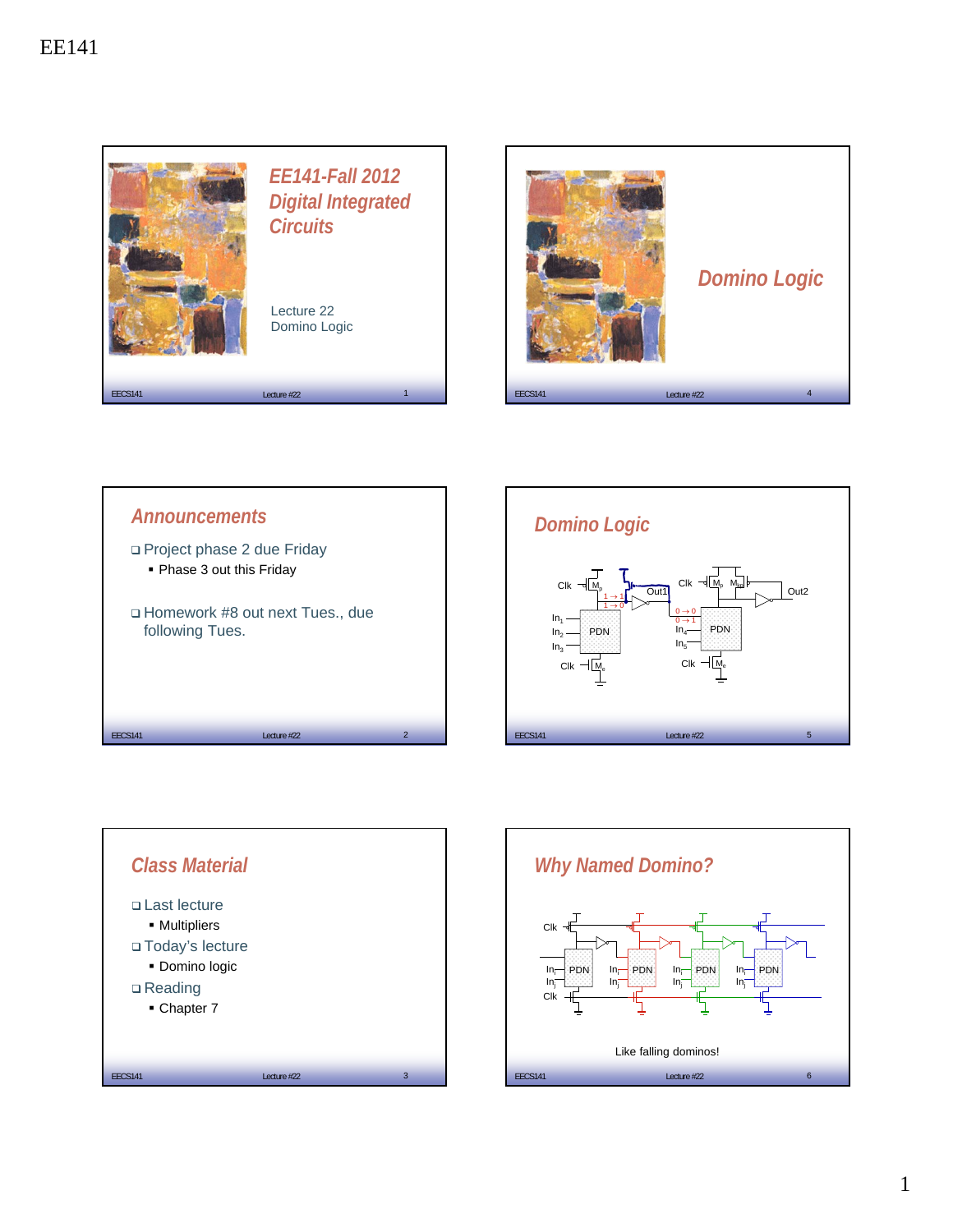EE141

## EE141-Fall 2012 Digital Integrated Circuits

Lecture 22
Domino Logic

## Announcements

- Project phase 2 due Friday
  - Phase 3 out this Friday
- Homework #8 out next Tues., due following Tues.

## Class Material

- Last lecture
  - Multipliers
- Today's lecture
  - Domino logic
- Reading
  - Chapter 7

## Domino Logic

## Domino Logic

Clk, $M_p$, Out1, $1 \rightarrow 1$, $1 \rightarrow 0$, $In_1$, $In_2$, $In_3$, PDN, Clk, $M_e$, Clk, $M_p$, $M_{kp}$, Out2, $0 \rightarrow 0$, $0 \rightarrow 1$, $In_4$, $In_5$, PDN, Clk, $M_e$

## Why Named Domino?

Clk, $In_1$, $In_j$, PDN, Clk

Like falling dominos!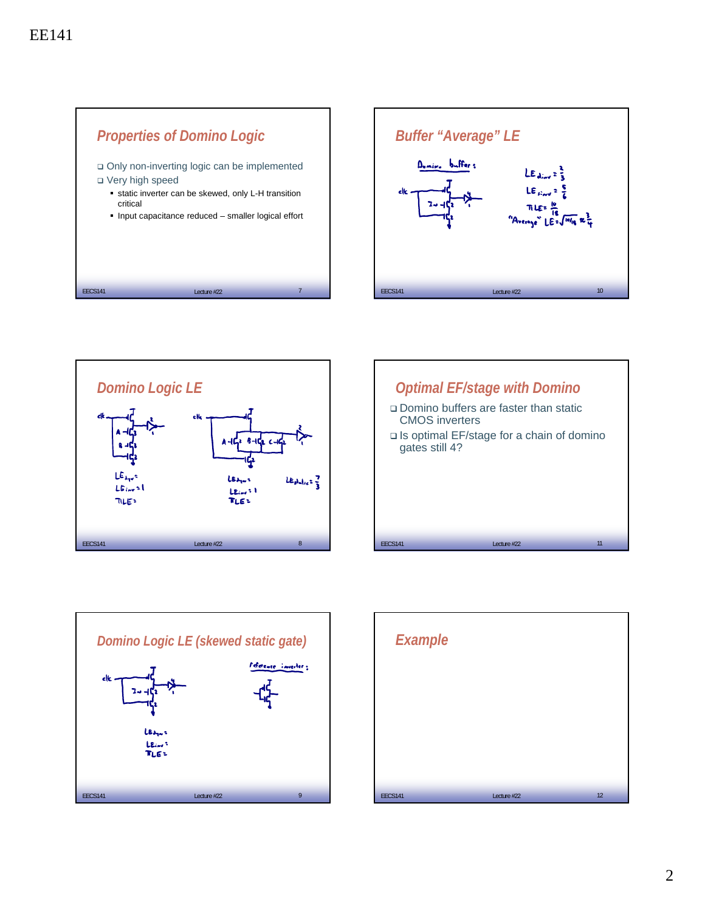## Properties of Domino Logic

- Only non-inverting logic can be implemented
- Very high speed
  - static inverter can be skewed, only L-H transition critical
  - Input capacitance reduced – smaller logical effort

## Buffer "Average" LE

Domino buffer:

$LE_{dinv} = \frac{2}{3}$

$LE_{sinv} = \frac{5}{6}$

$\Pi LE = \frac{10}{18}$

"Average" $LE = \sqrt{10/18} \approx \frac{3}{4}$

## Domino Logic LE

$LE_{dyn} =$

$LE_{inv} = 1$

$\Pi LE =$

$LE_{dyn} =$

$LE_{inv} = 1$

$\Pi LE =$

$LE_{static} = \frac{7}{3}$

## Optimal EF/stage with Domino

- Domino buffers are faster than static CMOS inverters
- Is optimal EF/stage for a chain of domino gates still 4?

## Domino Logic LE (skewed static gate)

Reference inverter:

$LE_{dyn} =$

$LE_{inv} =$

$\Pi LE =$

## Example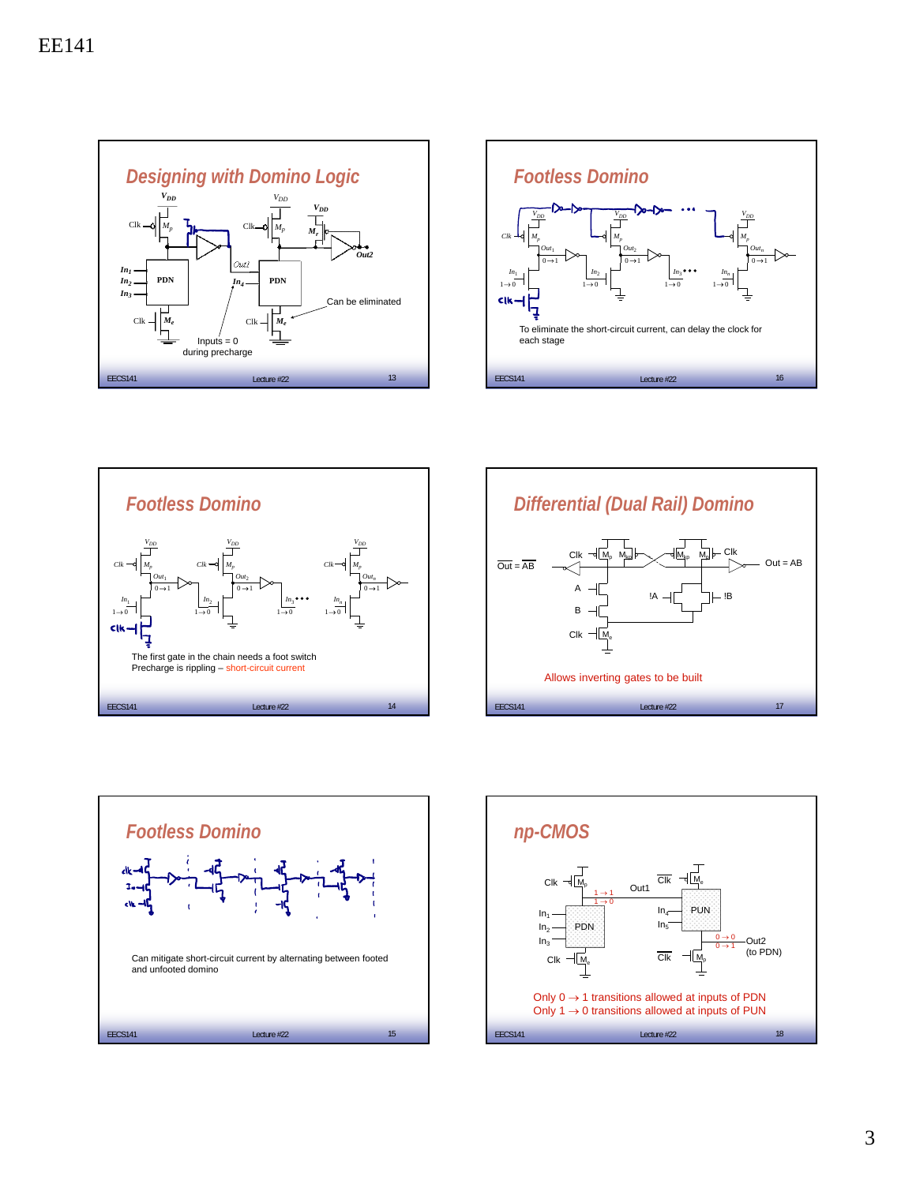## Designing with Domino Logic

$V_{DD}$ $V_{DD}$ $V_{DD}$

Clk $M_p$ Clk $M_p$ $M_r$

Out1 Out2

$In_1$ $In_2$ $In_3$ PDN $In_4$ PDN

Clk $M_e$ Clk $M_e$

Can be eliminated

Inputs = 0 during precharge

## Footless Domino

Clk $M_p$ $Out_1$ $0 \rightarrow 1$ $Out_2$ $0 \rightarrow 1$ $Out_n$ $0 \rightarrow 1$

$In_1$ $1 \rightarrow 0$ $In_2$ $1 \rightarrow 0$ $In_3$ $1 \rightarrow 0$ $In_n$ $1 \rightarrow 0$

clk

To eliminate the short-circuit current, can delay the clock for each stage

## Footless Domino

Clk $M_p$ $Out_1$ $0 \rightarrow 1$ $Out_2$ $0 \rightarrow 1$ $Out_n$ $0 \rightarrow 1$

$In_1$ $1 \rightarrow 0$ $In_2$ $1 \rightarrow 0$ $In_3$ $1 \rightarrow 0$ $In_n$ $1 \rightarrow 0$

clk

The first gate in the chain needs a foot switch
Precharge is rippling – short-circuit current

## Differential (Dual Rail) Domino

$\overline{Out} = \overline{AB}$ Clk $M_p$ $M_{kp}$ $M_{kp}$ $M_p$ Clk Out = AB

A B !A !B

Clk $M_e$

Allows inverting gates to be built

## Footless Domino

Can mitigate short-circuit current by alternating between footed and unfooted domino

## np-CMOS

Clk $M_p$ Out1 $\overline{Clk}$ $M_e$

$1 \rightarrow 1$ $1 \rightarrow 0$

$In_1$ $In_2$ $In_3$ PDN $In_4$ $In_5$ PUN

$0 \rightarrow 0$ $0 \rightarrow 1$ Out2 (to PDN)

Clk $M_e$ $\overline{Clk}$ $M_p$

Only $0 \rightarrow 1$ transitions allowed at inputs of PDN
Only $1 \rightarrow 0$ transitions allowed at inputs of PUN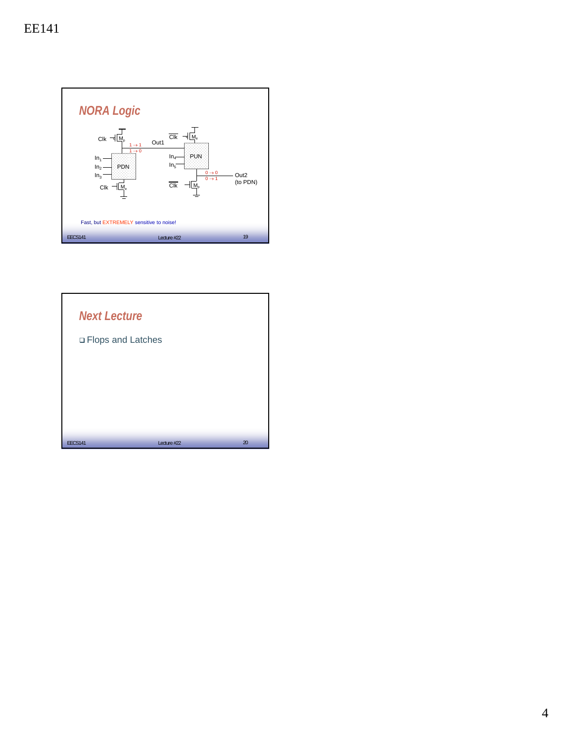## NORA Logic

Clk
$M_p$
$1 \rightarrow 1$
$1 \rightarrow 0$
Out1
$In_1$
$In_2$
$In_3$
PDN
Clk
$M_e$
$\overline{Clk}$
$M_e$
$In_4$
$In_5$
PUN
$0 \rightarrow 0$
$0 \rightarrow 1$
Out2
(to PDN)
$\overline{Clk}$
$M_p$

Fast, but EXTREMELY sensitive to noise!

## Next Lecture

- Flops and Latches